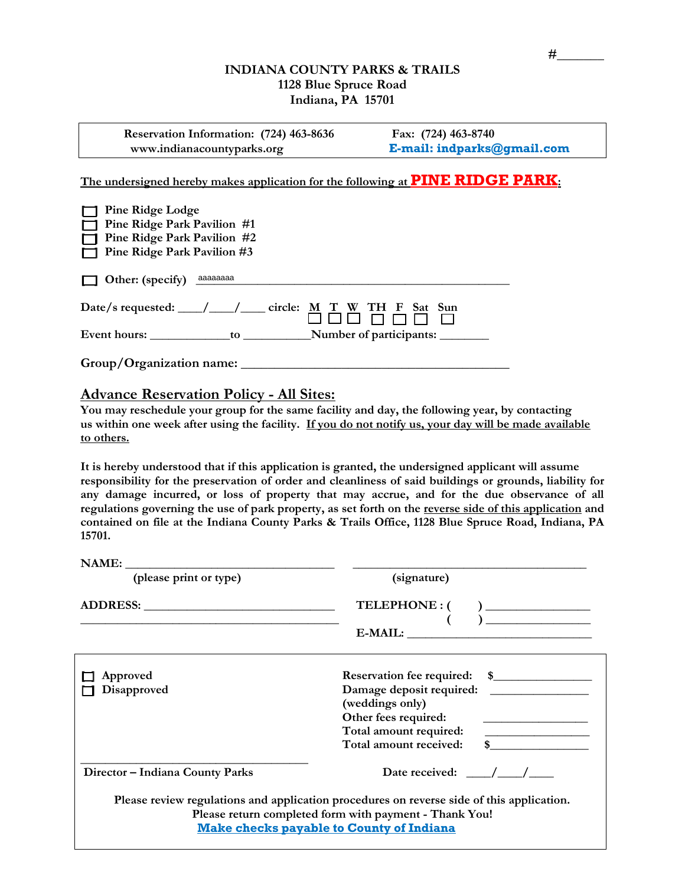#_______

**INDIANA COUNTY PARKS & TRAILS**
**1128 Blue Spruce Road**
**Indiana, PA 15701**

| Reservation Information: (724) 463-8636 | Fax: (724) 463-8740 |
|---|---|
| www.indianacountyparks.org | E-mail: indparks@gmail.com |

The undersigned hereby makes application for the following at **PINE RIDGE PARK**:

- ☐ Pine Ridge Lodge
- ☐ Pine Ridge Park Pavilion #1
- ☐ Pine Ridge Park Pavilion #2
- ☐ Pine Ridge Park Pavilion #3

☐ Other: (specify) aaaaaaaa________________________________________

Date/s requested: ____/____/____ circle: M ☐ T ☐ W ☐ TH ☐ F ☐ Sat ☐ Sun ☐

Event hours: ____________to __________Number of participants: _______

Group/Organization name: ________________________________________

## Advance Reservation Policy - All Sites:

**You may reschedule your group for the same facility and day, the following year, by contacting us within one week after using the facility. If you do not notify us, your day will be made available to others.**

**It is hereby understood that if this application is granted, the undersigned applicant will assume responsibility for the preservation of order and cleanliness of said buildings or grounds, liability for any damage incurred, or loss of property that may accrue, and for the due observance of all regulations governing the use of park property, as set forth on the reverse side of this application and contained on file at the Indiana County Parks & Trails Office, 1128 Blue Spruce Road, Indiana, PA 15701.**

NAME: _______________________________ _______________________________
(please print or type) (signature)

ADDRESS: ___________________________ TELEPHONE : ( ) _______________
_______________________________________ ( ) _______________
E-MAIL: ____________________________

- ☐ Approved
- ☐ Disapproved

Reservation fee required: $______________
Damage deposit required: ______________
(weddings only)
Other fees required: ______________
Total amount required: ______________
Total amount received: $______________

_________________________________
Director – Indiana County Parks

Date received: ____/____/____

Please review regulations and application procedures on reverse side of this application.
Please return completed form with payment - Thank You!
**Make checks payable to County of Indiana**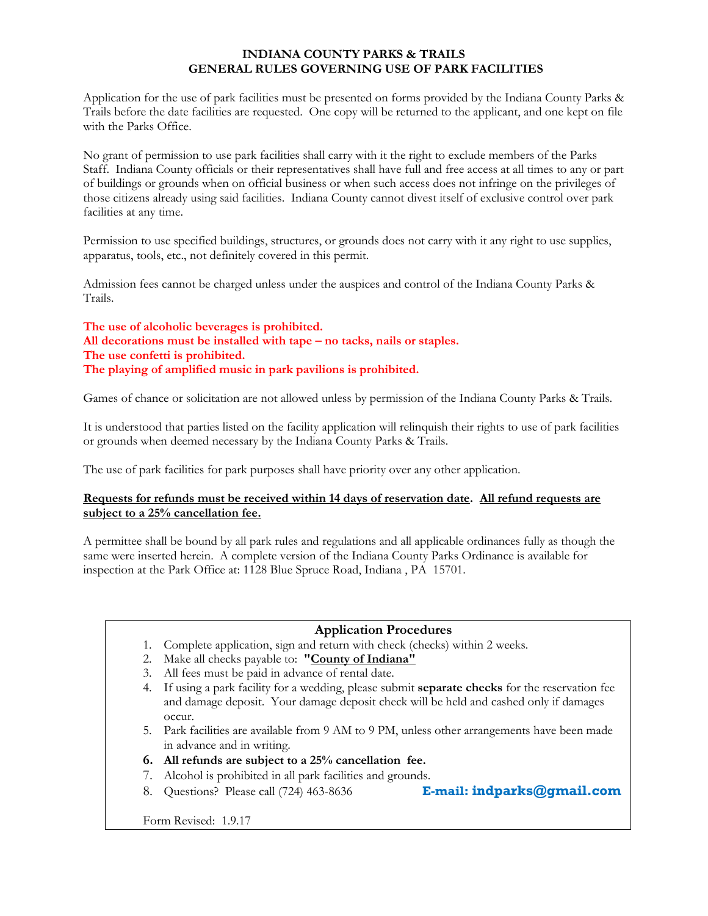# INDIANA COUNTY PARKS & TRAILS
## GENERAL RULES GOVERNING USE OF PARK FACILITIES

Application for the use of park facilities must be presented on forms provided by the Indiana County Parks & Trails before the date facilities are requested. One copy will be returned to the applicant, and one kept on file with the Parks Office.

No grant of permission to use park facilities shall carry with it the right to exclude members of the Parks Staff. Indiana County officials or their representatives shall have full and free access at all times to any or part of buildings or grounds when on official business or when such access does not infringe on the privileges of those citizens already using said facilities. Indiana County cannot divest itself of exclusive control over park facilities at any time.

Permission to use specified buildings, structures, or grounds does not carry with it any right to use supplies, apparatus, tools, etc., not definitely covered in this permit.

Admission fees cannot be charged unless under the auspices and control of the Indiana County Parks & Trails.

**The use of alcoholic beverages is prohibited.**
**All decorations must be installed with tape – no tacks, nails or staples.**
**The use confetti is prohibited.**
**The playing of amplified music in park pavilions is prohibited.**

Games of chance or solicitation are not allowed unless by permission of the Indiana County Parks & Trails.

It is understood that parties listed on the facility application will relinquish their rights to use of park facilities or grounds when deemed necessary by the Indiana County Parks & Trails.

The use of park facilities for park purposes shall have priority over any other application.

**Requests for refunds must be received within 14 days of reservation date. All refund requests are subject to a 25% cancellation fee.**

A permittee shall be bound by all park rules and regulations and all applicable ordinances fully as though the same were inserted herein. A complete version of the Indiana County Parks Ordinance is available for inspection at the Park Office at: 1128 Blue Spruce Road, Indiana , PA 15701.

## Application Procedures

1. Complete application, sign and return with check (checks) within 2 weeks.
2. Make all checks payable to: **"County of Indiana"**
3. All fees must be paid in advance of rental date.
4. If using a park facility for a wedding, please submit **separate checks** for the reservation fee and damage deposit. Your damage deposit check will be held and cashed only if damages occur.
5. Park facilities are available from 9 AM to 9 PM, unless other arrangements have been made in advance and in writing.
6. **All refunds are subject to a 25% cancellation fee.**
7. Alcohol is prohibited in all park facilities and grounds.
8. Questions? Please call (724) 463-8636 **E-mail: indparks@gmail.com**

Form Revised: 1.9.17